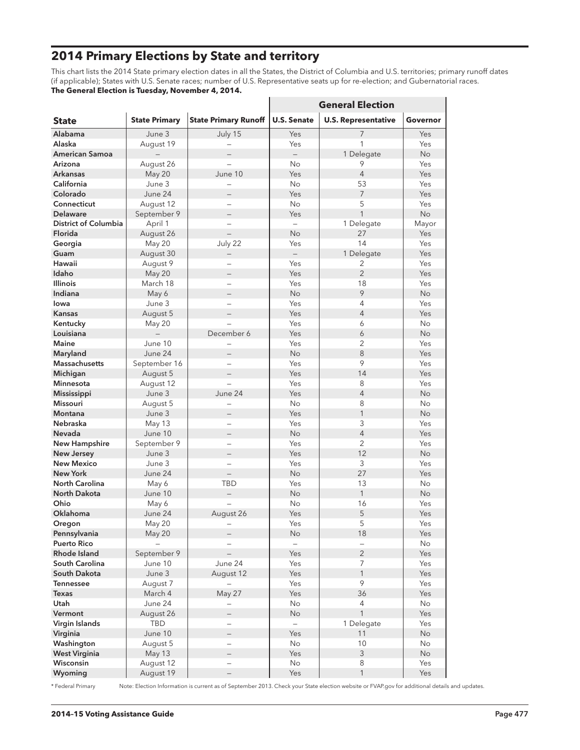## 2014 Primary Elections by State and territory

This chart lists the 2014 State primary election dates in all the States, the District of Columbia and U.S. territories; primary runoff dates (if applicable); States with U.S. Senate races; number of U.S. Representative seats up for re-election; and Gubernatorial races.
**The General Election is Tuesday, November 4, 2014.**

| | | | General Election | | |
|---|---|---|---|---|---|
| **State** | **State Primary** | **State Primary Runoff** | **U.S. Senate** | **U.S. Representative** | **Governor** |
| **Alabama** | June 3 | July 15 | Yes | 7 | Yes |
| **Alaska** | August 19 | – | Yes | 1 | Yes |
| **American Samoa** | – | – | – | 1 Delegate | No |
| **Arizona** | August 26 | – | No | 9 | Yes |
| **Arkansas** | May 20 | June 10 | Yes | 4 | Yes |
| **California** | June 3 | – | No | 53 | Yes |
| **Colorado** | June 24 | – | Yes | 7 | Yes |
| **Connecticut** | August 12 | – | No | 5 | Yes |
| **Delaware** | September 9 | – | Yes | 1 | No |
| **District of Columbia** | April 1 | – | – | 1 Delegate | Mayor |
| **Florida** | August 26 | – | No | 27 | Yes |
| **Georgia** | May 20 | July 22 | Yes | 14 | Yes |
| **Guam** | August 30 | – | – | 1 Delegate | Yes |
| **Hawaii** | August 9 | – | Yes | 2 | Yes |
| **Idaho** | May 20 | – | Yes | 2 | Yes |
| **Illinois** | March 18 | – | Yes | 18 | Yes |
| **Indiana** | May 6 | – | No | 9 | No |
| **Iowa** | June 3 | – | Yes | 4 | Yes |
| **Kansas** | August 5 | – | Yes | 4 | Yes |
| **Kentucky** | May 20 | – | Yes | 6 | No |
| **Louisiana** | – | December 6 | Yes | 6 | No |
| **Maine** | June 10 | – | Yes | 2 | Yes |
| **Maryland** | June 24 | – | No | 8 | Yes |
| **Massachusetts** | September 16 | – | Yes | 9 | Yes |
| **Michigan** | August 5 | – | Yes | 14 | Yes |
| **Minnesota** | August 12 | – | Yes | 8 | Yes |
| **Mississippi** | June 3 | June 24 | Yes | 4 | No |
| **Missouri** | August 5 | – | No | 8 | No |
| **Montana** | June 3 | – | Yes | 1 | No |
| **Nebraska** | May 13 | – | Yes | 3 | Yes |
| **Nevada** | June 10 | – | No | 4 | Yes |
| **New Hampshire** | September 9 | – | Yes | 2 | Yes |
| **New Jersey** | June 3 | – | Yes | 12 | No |
| **New Mexico** | June 3 | – | Yes | 3 | Yes |
| **New York** | June 24 | – | No | 27 | Yes |
| **North Carolina** | May 6 | TBD | Yes | 13 | No |
| **North Dakota** | June 10 | – | No | 1 | No |
| **Ohio** | May 6 | – | No | 16 | Yes |
| **Oklahoma** | June 24 | August 26 | Yes | 5 | Yes |
| **Oregon** | May 20 | – | Yes | 5 | Yes |
| **Pennsylvania** | May 20 | – | No | 18 | Yes |
| **Puerto Rico** | – | – | – | – | No |
| **Rhode Island** | September 9 | – | Yes | 2 | Yes |
| **South Carolina** | June 10 | June 24 | Yes | 7 | Yes |
| **South Dakota** | June 3 | August 12 | Yes | 1 | Yes |
| **Tennessee** | August 7 | – | Yes | 9 | Yes |
| **Texas** | March 4 | May 27 | Yes | 36 | Yes |
| **Utah** | June 24 | – | No | 4 | No |
| **Vermont** | August 26 | – | No | 1 | Yes |
| **Virgin Islands** | TBD | – | – | 1 Delegate | Yes |
| **Virginia** | June 10 | – | Yes | 11 | No |
| **Washington** | August 5 | – | No | 10 | No |
| **West Virginia** | May 13 | – | Yes | 3 | No |
| **Wisconsin** | August 12 | – | No | 8 | Yes |
| **Wyoming** | August 19 | – | Yes | 1 | Yes |

* Federal Primary

Note: Election Information is current as of September 2013. Check your State election website or FVAP.gov for additional details and updates.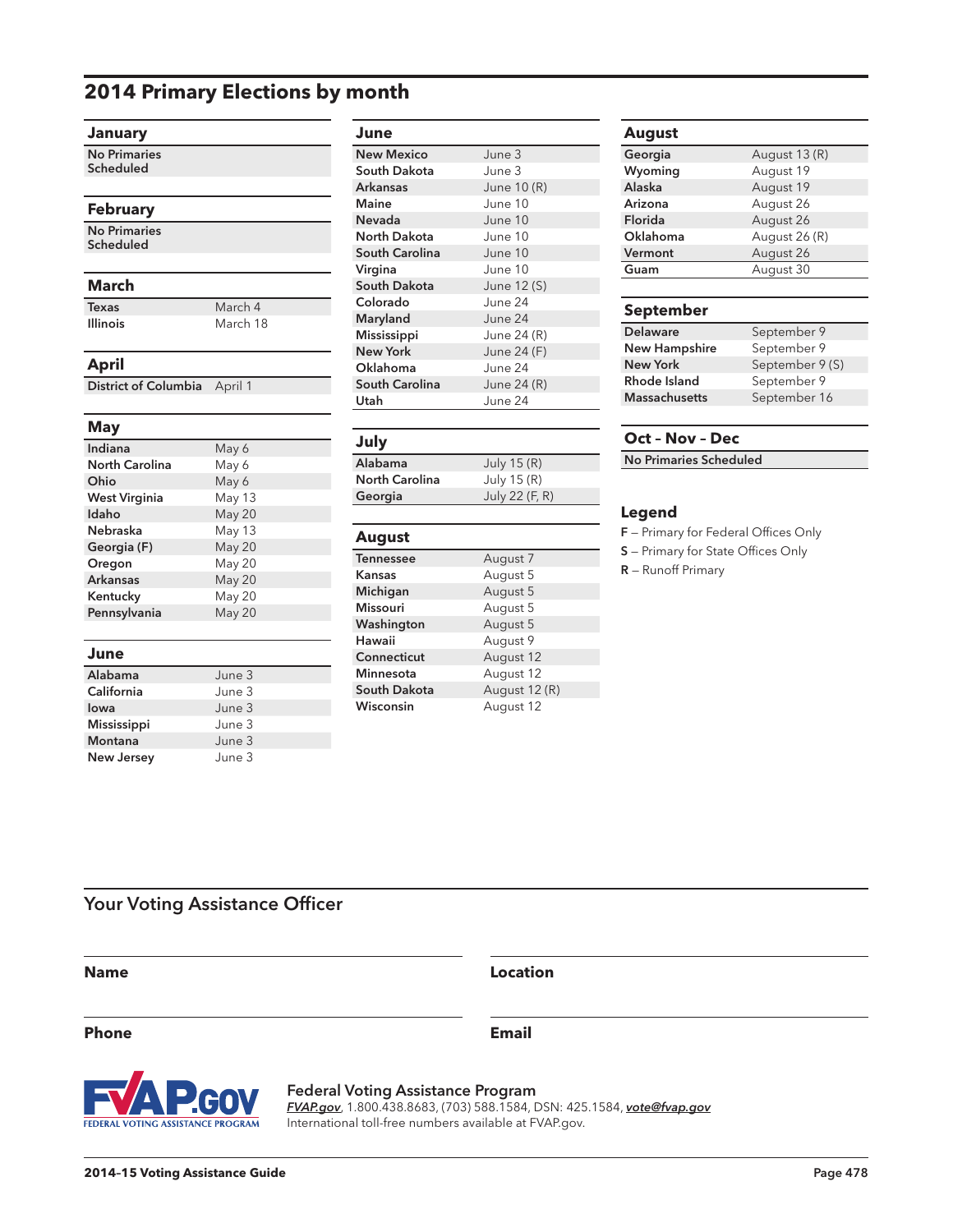# 2014 Primary Elections by month

## January

No Primaries Scheduled

## February

No Primaries Scheduled

## March

| | |
|---|---|
| Texas | March 4 |
| Illinois | March 18 |

## April

| | |
|---|---|
| District of Columbia | April 1 |

## May

| | |
|---|---|
| Indiana | May 6 |
| North Carolina | May 6 |
| Ohio | May 6 |
| West Virginia | May 13 |
| Idaho | May 20 |
| Nebraska | May 13 |
| Georgia (F) | May 20 |
| Oregon | May 20 |
| Arkansas | May 20 |
| Kentucky | May 20 |
| Pennsylvania | May 20 |

## June

| | |
|---|---|
| Alabama | June 3 |
| California | June 3 |
| Iowa | June 3 |
| Mississippi | June 3 |
| Montana | June 3 |
| New Jersey | June 3 |

## June

| | |
|---|---|
| New Mexico | June 3 |
| South Dakota | June 3 |
| Arkansas | June 10 (R) |
| Maine | June 10 |
| Nevada | June 10 |
| North Dakota | June 10 |
| South Carolina | June 10 |
| Virgina | June 10 |
| South Dakota | June 12 (S) |
| Colorado | June 24 |
| Maryland | June 24 |
| Mississippi | June 24 (R) |
| New York | June 24 (F) |
| Oklahoma | June 24 |
| South Carolina | June 24 (R) |
| Utah | June 24 |

## July

| | |
|---|---|
| Alabama | July 15 (R) |
| North Carolina | July 15 (R) |
| Georgia | July 22 (F, R) |

## August

| | |
|---|---|
| Tennessee | August 7 |
| Kansas | August 5 |
| Michigan | August 5 |
| Missouri | August 5 |
| Washington | August 5 |
| Hawaii | August 9 |
| Connecticut | August 12 |
| Minnesota | August 12 |
| South Dakota | August 12 (R) |
| Wisconsin | August 12 |

## August

| | |
|---|---|
| Georgia | August 13 (R) |
| Wyoming | August 19 |
| Alaska | August 19 |
| Arizona | August 26 |
| Florida | August 26 |
| Oklahoma | August 26 (R) |
| Vermont | August 26 |
| Guam | August 30 |

## September

| | |
|---|---|
| Delaware | September 9 |
| New Hampshire | September 9 |
| New York | September 9 (S) |
| Rhode Island | September 9 |
| Massachusetts | September 16 |

## Oct - Nov - Dec

No Primaries Scheduled

## Legend

**F** – Primary for Federal Offices Only
**S** – Primary for State Offices Only
**R** – Runoff Primary

## Your Voting Assistance Officer

**Name**

**Location**

**Phone**

**Email**

**Federal Voting Assistance Program**
*FVAP.gov*, 1.800.438.8683, (703) 588.1584, DSN: 425.1584, *vote@fvap.gov*
International toll-free numbers available at FVAP.gov.